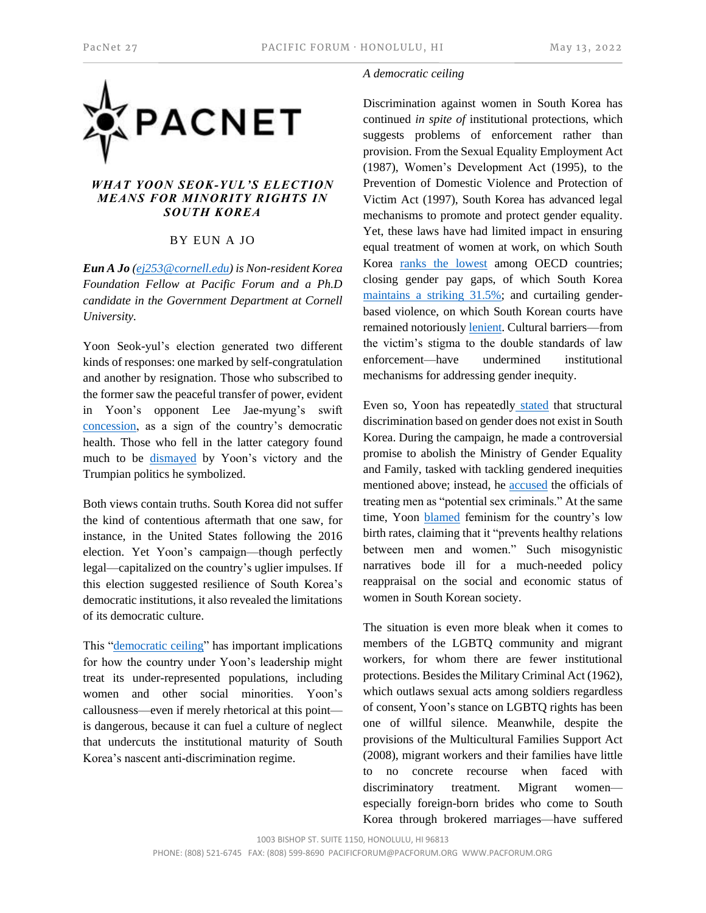# WHAT YOON SEOK-YUL'S ELECTION MEANS FOR MINORITY RIGHTS IN SOUTH KOREA

BY EUN A JO

***Eun A Jo** (ej253@cornell.edu) is Non-resident Korea Foundation Fellow at Pacific Forum and a Ph.D candidate in the Government Department at Cornell University.*

Yoon Seok-yul's election generated two different kinds of responses: one marked by self-congratulation and another by resignation. Those who subscribed to the former saw the peaceful transfer of power, evident in Yoon's opponent Lee Jae-myung's swift concession, as a sign of the country's democratic health. Those who fell in the latter category found much to be dismayed by Yoon's victory and the Trumpian politics he symbolized.

Both views contain truths. South Korea did not suffer the kind of contentious aftermath that one saw, for instance, in the United States following the 2016 election. Yet Yoon's campaign—though perfectly legal—capitalized on the country's uglier impulses. If this election suggested resilience of South Korea's democratic institutions, it also revealed the limitations of its democratic culture.

This "democratic ceiling" has important implications for how the country under Yoon's leadership might treat its under-represented populations, including women and other social minorities. Yoon's callousness—even if merely rhetorical at this point—is dangerous, because it can fuel a culture of neglect that undercuts the institutional maturity of South Korea's nascent anti-discrimination regime.

*A democratic ceiling*

Discrimination against women in South Korea has continued *in spite of* institutional protections, which suggests problems of enforcement rather than provision. From the Sexual Equality Employment Act (1987), Women's Development Act (1995), to the Prevention of Domestic Violence and Protection of Victim Act (1997), South Korea has advanced legal mechanisms to promote and protect gender equality. Yet, these laws have had limited impact in ensuring equal treatment of women at work, on which South Korea ranks the lowest among OECD countries; closing gender pay gaps, of which South Korea maintains a striking 31.5%; and curtailing gender-based violence, on which South Korean courts have remained notoriously lenient. Cultural barriers—from the victim's stigma to the double standards of law enforcement—have undermined institutional mechanisms for addressing gender inequity.

Even so, Yoon has repeatedly stated that structural discrimination based on gender does not exist in South Korea. During the campaign, he made a controversial promise to abolish the Ministry of Gender Equality and Family, tasked with tackling gendered inequities mentioned above; instead, he accused the officials of treating men as "potential sex criminals." At the same time, Yoon blamed feminism for the country's low birth rates, claiming that it "prevents healthy relations between men and women." Such misogynistic narratives bode ill for a much-needed policy reappraisal on the social and economic status of women in South Korean society.

The situation is even more bleak when it comes to members of the LGBTQ community and migrant workers, for whom there are fewer institutional protections. Besides the Military Criminal Act (1962), which outlaws sexual acts among soldiers regardless of consent, Yoon's stance on LGBTQ rights has been one of willful silence. Meanwhile, despite the provisions of the Multicultural Families Support Act (2008), migrant workers and their families have little to no concrete recourse when faced with discriminatory treatment. Migrant women—especially foreign-born brides who come to South Korea through brokered marriages—have suffered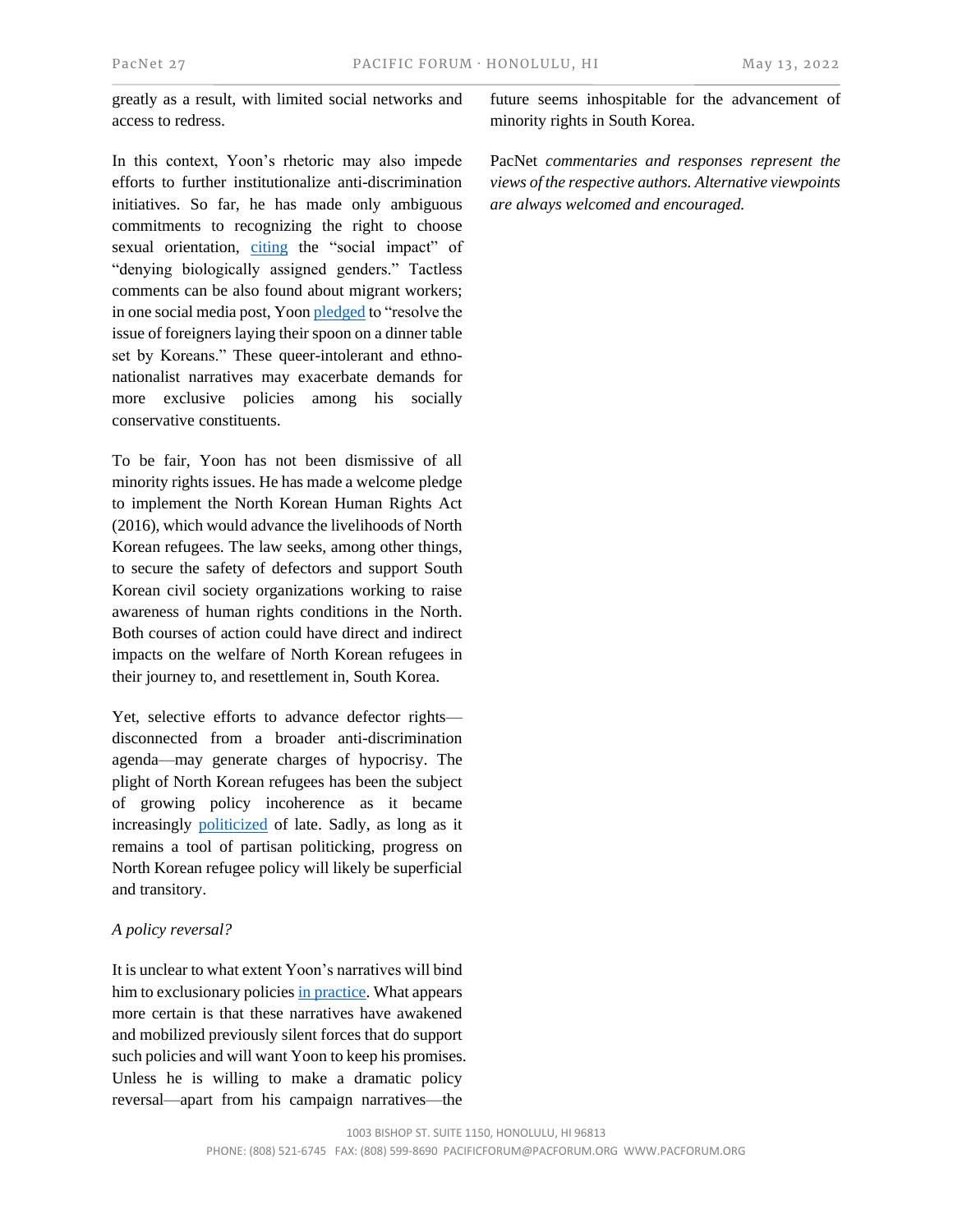greatly as a result, with limited social networks and access to redress.

In this context, Yoon's rhetoric may also impede efforts to further institutionalize anti-discrimination initiatives. So far, he has made only ambiguous commitments to recognizing the right to choose sexual orientation, citing the "social impact" of "denying biologically assigned genders." Tactless comments can be also found about migrant workers; in one social media post, Yoon pledged to "resolve the issue of foreigners laying their spoon on a dinner table set by Koreans." These queer-intolerant and ethno-nationalist narratives may exacerbate demands for more exclusive policies among his socially conservative constituents.

To be fair, Yoon has not been dismissive of all minority rights issues. He has made a welcome pledge to implement the North Korean Human Rights Act (2016), which would advance the livelihoods of North Korean refugees. The law seeks, among other things, to secure the safety of defectors and support South Korean civil society organizations working to raise awareness of human rights conditions in the North. Both courses of action could have direct and indirect impacts on the welfare of North Korean refugees in their journey to, and resettlement in, South Korea.

Yet, selective efforts to advance defector rights—disconnected from a broader anti-discrimination agenda—may generate charges of hypocrisy. The plight of North Korean refugees has been the subject of growing policy incoherence as it became increasingly politicized of late. Sadly, as long as it remains a tool of partisan politicking, progress on North Korean refugee policy will likely be superficial and transitory.

*A policy reversal?*

It is unclear to what extent Yoon's narratives will bind him to exclusionary policies in practice. What appears more certain is that these narratives have awakened and mobilized previously silent forces that do support such policies and will want Yoon to keep his promises. Unless he is willing to make a dramatic policy reversal—apart from his campaign narratives—the future seems inhospitable for the advancement of minority rights in South Korea.

PacNet *commentaries and responses represent the views of the respective authors. Alternative viewpoints are always welcomed and encouraged.*